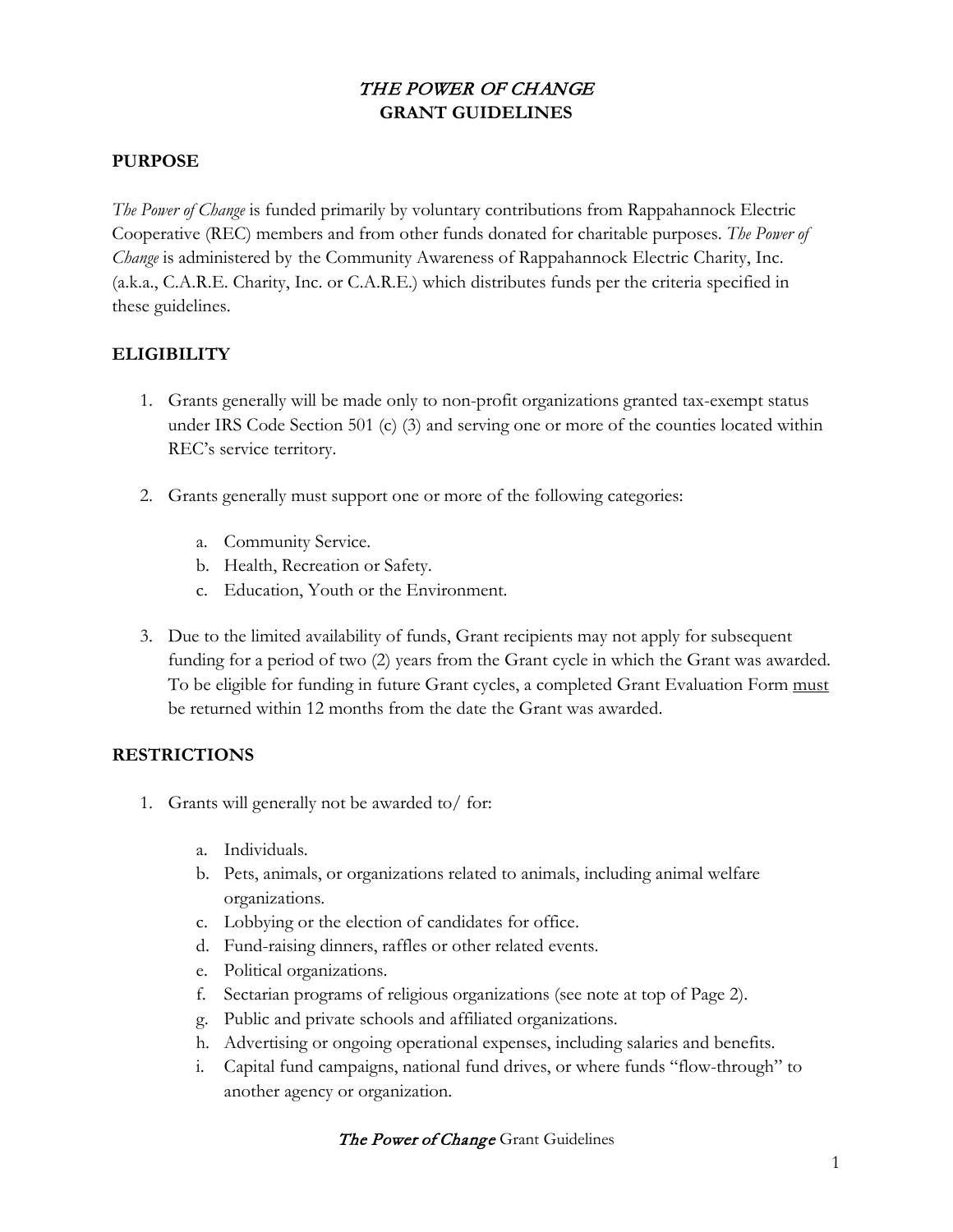# *THE POWER OF CHANGE*
# GRANT GUIDELINES

## PURPOSE

*The Power of Change* is funded primarily by voluntary contributions from Rappahannock Electric Cooperative (REC) members and from other funds donated for charitable purposes. *The Power of Change* is administered by the Community Awareness of Rappahannock Electric Charity, Inc. (a.k.a., C.A.R.E. Charity, Inc. or C.A.R.E.) which distributes funds per the criteria specified in these guidelines.

## ELIGIBILITY

1. Grants generally will be made only to non-profit organizations granted tax-exempt status under IRS Code Section 501 (c) (3) and serving one or more of the counties located within REC's service territory.

2. Grants generally must support one or more of the following categories:

   a. Community Service.
   b. Health, Recreation or Safety.
   c. Education, Youth or the Environment.

3. Due to the limited availability of funds, Grant recipients may not apply for subsequent funding for a period of two (2) years from the Grant cycle in which the Grant was awarded. To be eligible for funding in future Grant cycles, a completed Grant Evaluation Form <u>must</u> be returned within 12 months from the date the Grant was awarded.

## RESTRICTIONS

1. Grants will generally not be awarded to/ for:

   a. Individuals.
   b. Pets, animals, or organizations related to animals, including animal welfare organizations.
   c. Lobbying or the election of candidates for office.
   d. Fund-raising dinners, raffles or other related events.
   e. Political organizations.
   f. Sectarian programs of religious organizations (see note at top of Page 2).
   g. Public and private schools and affiliated organizations.
   h. Advertising or ongoing operational expenses, including salaries and benefits.
   i. Capital fund campaigns, national fund drives, or where funds "flow-through" to another agency or organization.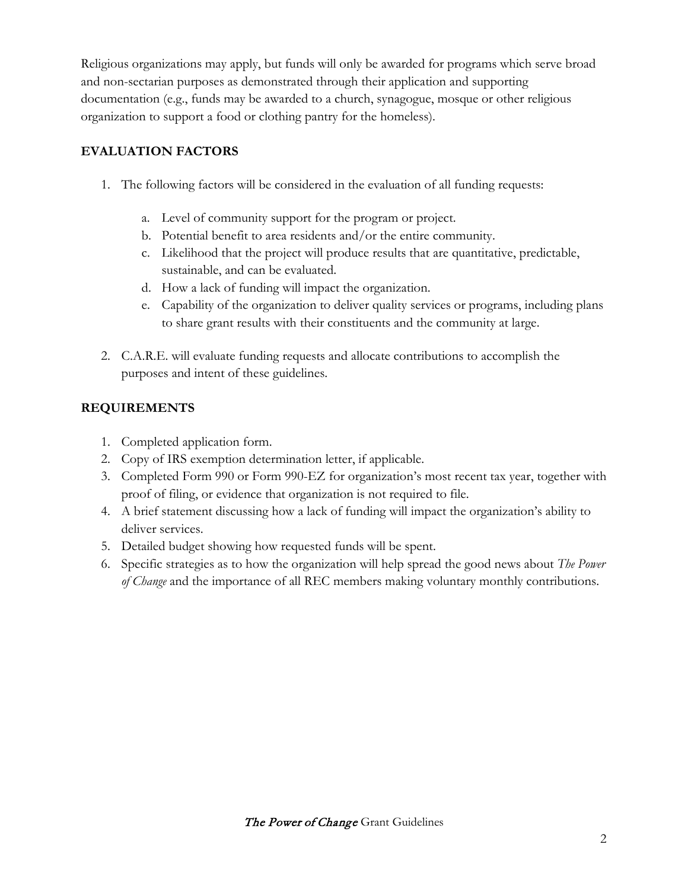Religious organizations may apply, but funds will only be awarded for programs which serve broad and non-sectarian purposes as demonstrated through their application and supporting documentation (e.g., funds may be awarded to a church, synagogue, mosque or other religious organization to support a food or clothing pantry for the homeless).

## EVALUATION FACTORS

1. The following factors will be considered in the evaluation of all funding requests:

    a. Level of community support for the program or project.
    b. Potential benefit to area residents and/or the entire community.
    c. Likelihood that the project will produce results that are quantitative, predictable, sustainable, and can be evaluated.
    d. How a lack of funding will impact the organization.
    e. Capability of the organization to deliver quality services or programs, including plans to share grant results with their constituents and the community at large.

2. C.A.R.E. will evaluate funding requests and allocate contributions to accomplish the purposes and intent of these guidelines.

## REQUIREMENTS

1. Completed application form.
2. Copy of IRS exemption determination letter, if applicable.
3. Completed Form 990 or Form 990-EZ for organization's most recent tax year, together with proof of filing, or evidence that organization is not required to file.
4. A brief statement discussing how a lack of funding will impact the organization's ability to deliver services.
5. Detailed budget showing how requested funds will be spent.
6. Specific strategies as to how the organization will help spread the good news about *The Power of Change* and the importance of all REC members making voluntary monthly contributions.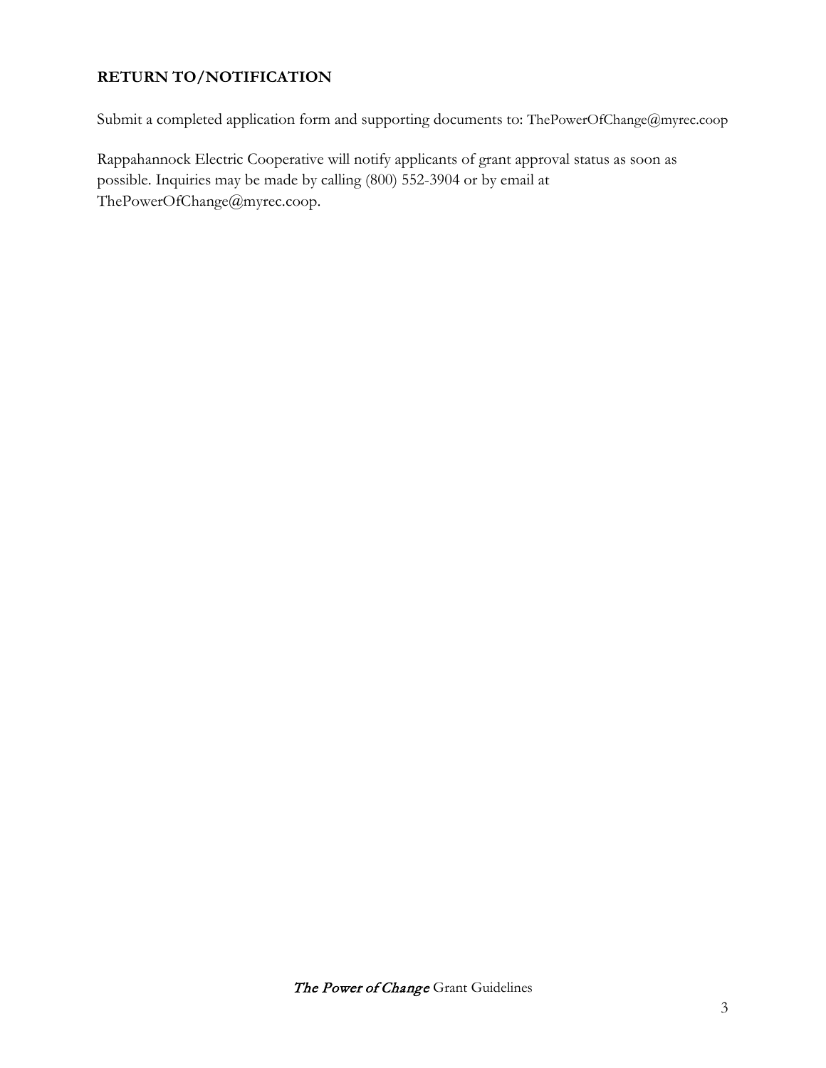**RETURN TO/NOTIFICATION**

Submit a completed application form and supporting documents to: ThePowerOfChange@myrec.coop

Rappahannock Electric Cooperative will notify applicants of grant approval status as soon as possible. Inquiries may be made by calling (800) 552-3904 or by email at ThePowerOfChange@myrec.coop.